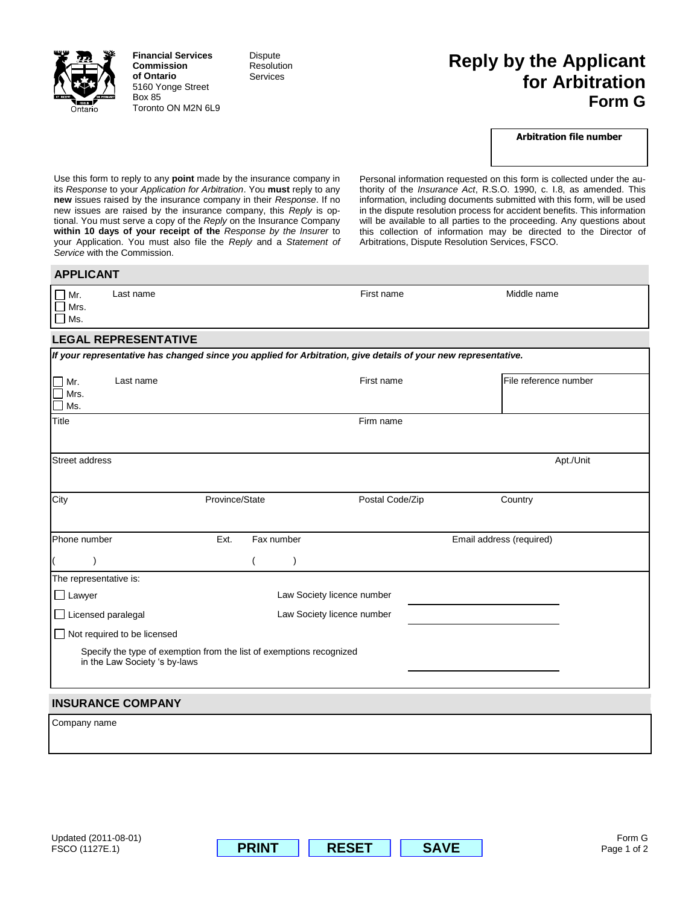**Financial Services Commission of Ontario**
5160 Yonge Street
Box 85
Toronto ON M2N 6L9

Dispute Resolution Services

# Reply by the Applicant for Arbitration
## Form G

| **Arbitration file number** |
|---|
| |

Use this form to reply to any **point** made by the insurance company in its *Response* to your *Application for Arbitration*. You **must** reply to any **new** issues raised by the insurance company in their *Response*. If no new issues are raised by the insurance company, this *Reply* is optional. You must serve a copy of the *Reply* on the Insurance Company **within 10 days of your receipt of the** *Response by the Insurer* to your Application. You must also file the *Reply* and a *Statement of Service* with the Commission.

Personal information requested on this form is collected under the authority of the *Insurance Act*, R.S.O. 1990, c. I.8, as amended. This information, including documents submitted with this form, will be used in the dispute resolution process for accident benefits. This information will be available to all parties to the proceeding. Any questions about this collection of information may be directed to the Director of Arbitrations, Dispute Resolution Services, FSCO.

## APPLICANT

| ☐ Mr. ☐ Mrs. ☐ Ms. | Last name | First name | Middle name |
|---|---|---|---|
| | | | |

## LEGAL REPRESENTATIVE

***If your representative has changed since you applied for Arbitration, give details of your new representative.***

| ☐ Mr. ☐ Mrs. ☐ Ms. | Last name | First name | File reference number |
|---|---|---|---|
| | | | |

| Title | Firm name |
|---|---|
| | |

| Street address | Apt./Unit |
|---|---|
| | |

| City | Province/State | Postal Code/Zip | Country |
|---|---|---|---|
| | | | |

| Phone number | Ext. | Fax number | Email address (required) |
|---|---|---|---|
| ( ) | | ( ) | |

The representative is:

- ☐ Lawyer — Law Society licence number ____________
- ☐ Licensed paralegal — Law Society licence number ____________
- ☐ Not required to be licensed

  Specify the type of exemption from the list of exemptions recognized in the Law Society 's by-laws ____________

## INSURANCE COMPANY

| Company name |
|---|
| |

Updated (2011-08-01)
FSCO (1127E.1)

PRINT RESET SAVE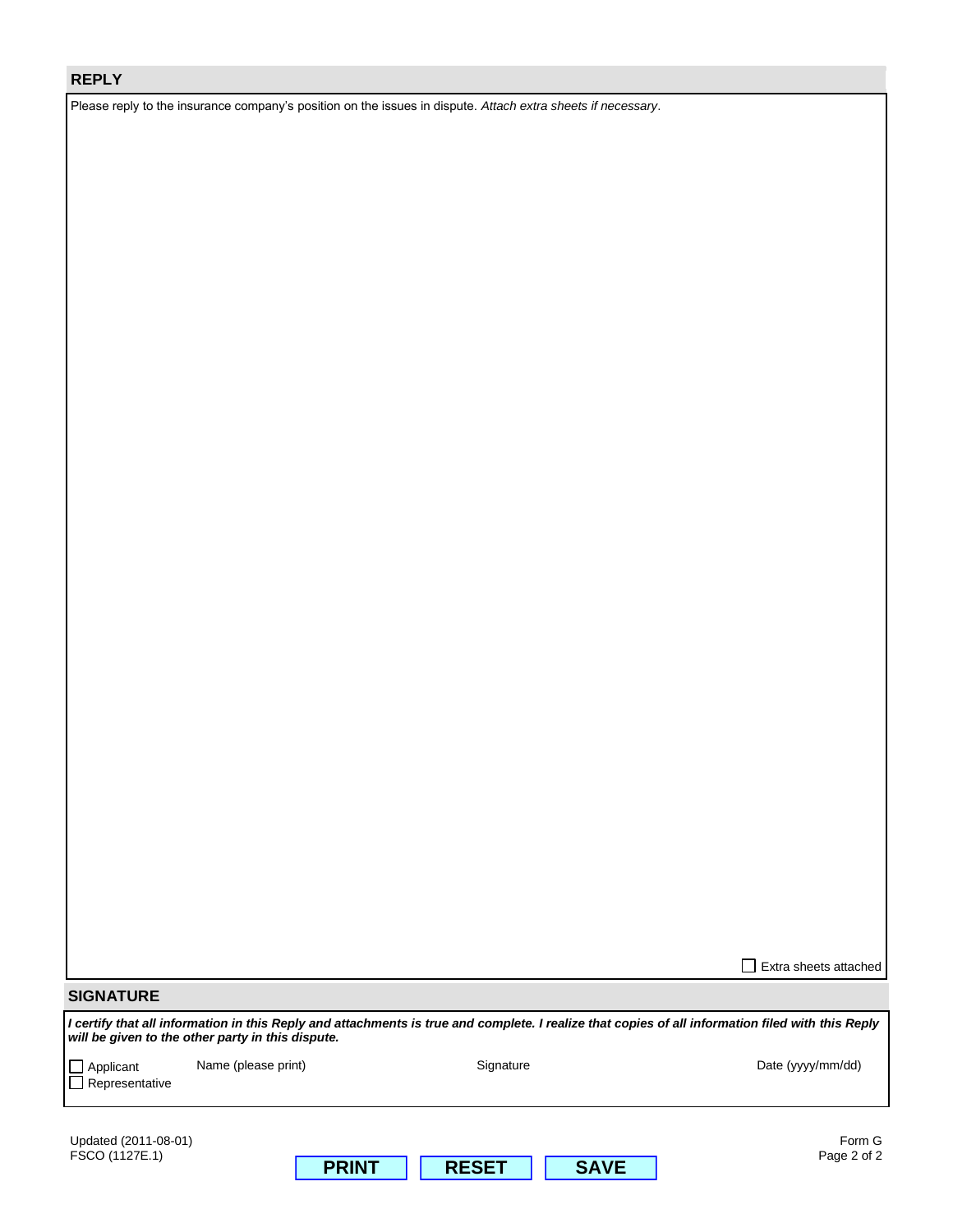## REPLY

Please reply to the insurance company's position on the issues in dispute. *Attach extra sheets if necessary*.

☐ Extra sheets attached

## SIGNATURE

***I certify that all information in this Reply and attachments is true and complete. I realize that copies of all information filed with this Reply will be given to the other party in this dispute.***

| | | | |
|---|---|---|---|
| ☐ Applicant<br>☐ Representative | Name (please print) | Signature | Date (yyyy/mm/dd) |

Updated (2011-08-01)
FSCO (1127E.1)

Form G

PRINT RESET SAVE